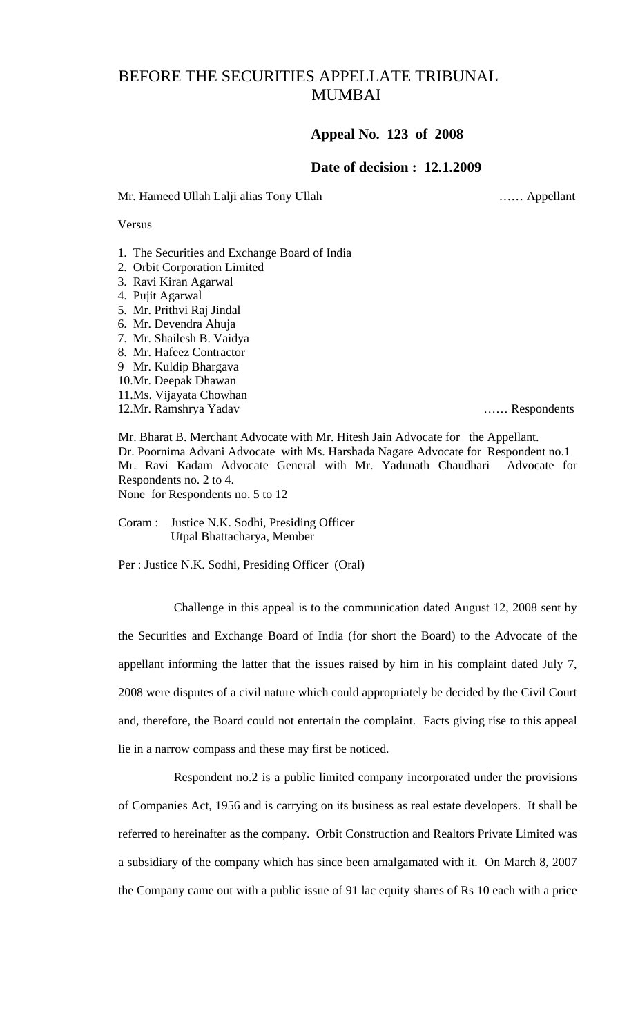# BEFORE THE SECURITIES APPELLATE TRIBUNAL MUMBAI

**Appeal No. 123 of 2008**

**Date of decision : 12.1.2009**

Mr. Hameed Ullah Lalji alias Tony Ullah …… Appellant

Versus

1. The Securities and Exchange Board of India
2. Orbit Corporation Limited
3. Ravi Kiran Agarwal
4. Pujit Agarwal
5. Mr. Prithvi Raj Jindal
6. Mr. Devendra Ahuja
7. Mr. Shailesh B. Vaidya
8. Mr. Hafeez Contractor
9. Mr. Kuldip Bhargava
10. Mr. Deepak Dhawan
11. Ms. Vijayata Chowhan
12. Mr. Ramshrya Yadav …… Respondents

Mr. Bharat B. Merchant Advocate with Mr. Hitesh Jain Advocate for the Appellant.
Dr. Poornima Advani Advocate with Ms. Harshada Nagare Advocate for Respondent no.1
Mr. Ravi Kadam Advocate General with Mr. Yadunath Chaudhari Advocate for Respondents no. 2 to 4.
None for Respondents no. 5 to 12

Coram : Justice N.K. Sodhi, Presiding Officer
Utpal Bhattacharya, Member

Per : Justice N.K. Sodhi, Presiding Officer (Oral)

Challenge in this appeal is to the communication dated August 12, 2008 sent by the Securities and Exchange Board of India (for short the Board) to the Advocate of the appellant informing the latter that the issues raised by him in his complaint dated July 7, 2008 were disputes of a civil nature which could appropriately be decided by the Civil Court and, therefore, the Board could not entertain the complaint. Facts giving rise to this appeal lie in a narrow compass and these may first be noticed.

Respondent no.2 is a public limited company incorporated under the provisions of Companies Act, 1956 and is carrying on its business as real estate developers. It shall be referred to hereinafter as the company. Orbit Construction and Realtors Private Limited was a subsidiary of the company which has since been amalgamated with it. On March 8, 2007 the Company came out with a public issue of 91 lac equity shares of Rs 10 each with a price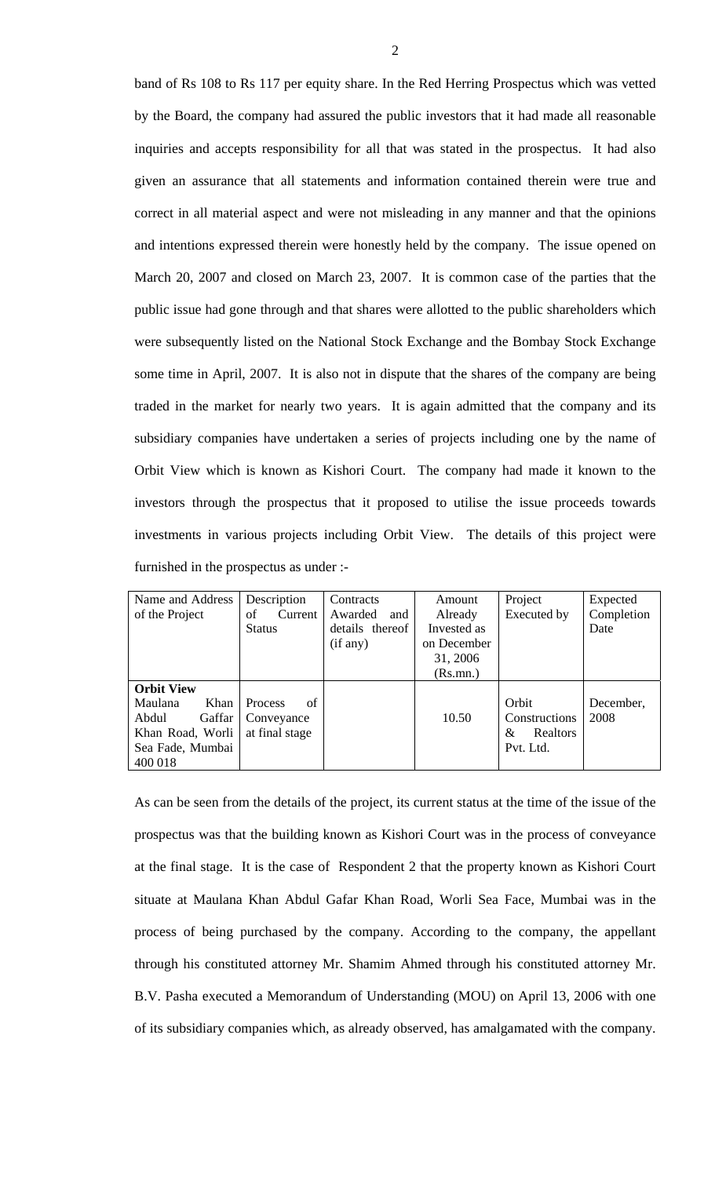band of Rs 108 to Rs 117 per equity share. In the Red Herring Prospectus which was vetted by the Board, the company had assured the public investors that it had made all reasonable inquiries and accepts responsibility for all that was stated in the prospectus. It had also given an assurance that all statements and information contained therein were true and correct in all material aspect and were not misleading in any manner and that the opinions and intentions expressed therein were honestly held by the company. The issue opened on March 20, 2007 and closed on March 23, 2007. It is common case of the parties that the public issue had gone through and that shares were allotted to the public shareholders which were subsequently listed on the National Stock Exchange and the Bombay Stock Exchange some time in April, 2007. It is also not in dispute that the shares of the company are being traded in the market for nearly two years. It is again admitted that the company and its subsidiary companies have undertaken a series of projects including one by the name of Orbit View which is known as Kishori Court. The company had made it known to the investors through the prospectus that it proposed to utilise the issue proceeds towards investments in various projects including Orbit View. The details of this project were furnished in the prospectus as under :-

| Name and Address of the Project | Description of Current Status | Contracts Awarded and details thereof (if any) | Amount Already Invested as on December 31, 2006 (Rs.mn.) | Project Executed by | Expected Completion Date |
|---|---|---|---|---|---|
| **Orbit View** Maulana Khan Abdul Gaffar Khan Road, Worli Sea Fade, Mumbai 400 018 | Process of Conveyance at final stage | | 10.50 | Orbit Constructions & Realtors Pvt. Ltd. | December, 2008 |

As can be seen from the details of the project, its current status at the time of the issue of the prospectus was that the building known as Kishori Court was in the process of conveyance at the final stage. It is the case of Respondent 2 that the property known as Kishori Court situate at Maulana Khan Abdul Gafar Khan Road, Worli Sea Face, Mumbai was in the process of being purchased by the company. According to the company, the appellant through his constituted attorney Mr. Shamim Ahmed through his constituted attorney Mr. B.V. Pasha executed a Memorandum of Understanding (MOU) on April 13, 2006 with one of its subsidiary companies which, as already observed, has amalgamated with the company.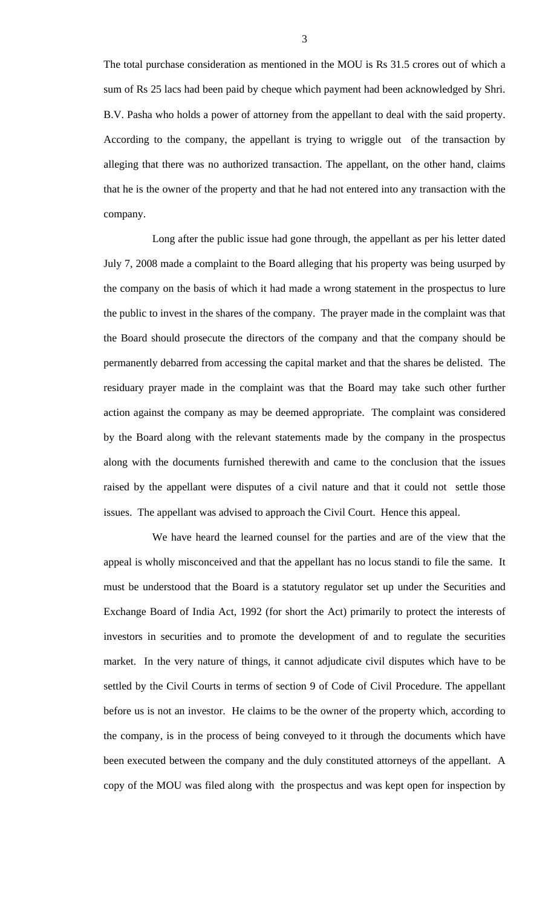The total purchase consideration as mentioned in the MOU is Rs 31.5 crores out of which a sum of Rs 25 lacs had been paid by cheque which payment had been acknowledged by Shri. B.V. Pasha who holds a power of attorney from the appellant to deal with the said property. According to the company, the appellant is trying to wriggle out of the transaction by alleging that there was no authorized transaction. The appellant, on the other hand, claims that he is the owner of the property and that he had not entered into any transaction with the company.

Long after the public issue had gone through, the appellant as per his letter dated July 7, 2008 made a complaint to the Board alleging that his property was being usurped by the company on the basis of which it had made a wrong statement in the prospectus to lure the public to invest in the shares of the company. The prayer made in the complaint was that the Board should prosecute the directors of the company and that the company should be permanently debarred from accessing the capital market and that the shares be delisted. The residuary prayer made in the complaint was that the Board may take such other further action against the company as may be deemed appropriate. The complaint was considered by the Board along with the relevant statements made by the company in the prospectus along with the documents furnished therewith and came to the conclusion that the issues raised by the appellant were disputes of a civil nature and that it could not settle those issues. The appellant was advised to approach the Civil Court. Hence this appeal.

We have heard the learned counsel for the parties and are of the view that the appeal is wholly misconceived and that the appellant has no locus standi to file the same. It must be understood that the Board is a statutory regulator set up under the Securities and Exchange Board of India Act, 1992 (for short the Act) primarily to protect the interests of investors in securities and to promote the development of and to regulate the securities market. In the very nature of things, it cannot adjudicate civil disputes which have to be settled by the Civil Courts in terms of section 9 of Code of Civil Procedure. The appellant before us is not an investor. He claims to be the owner of the property which, according to the company, is in the process of being conveyed to it through the documents which have been executed between the company and the duly constituted attorneys of the appellant. A copy of the MOU was filed along with the prospectus and was kept open for inspection by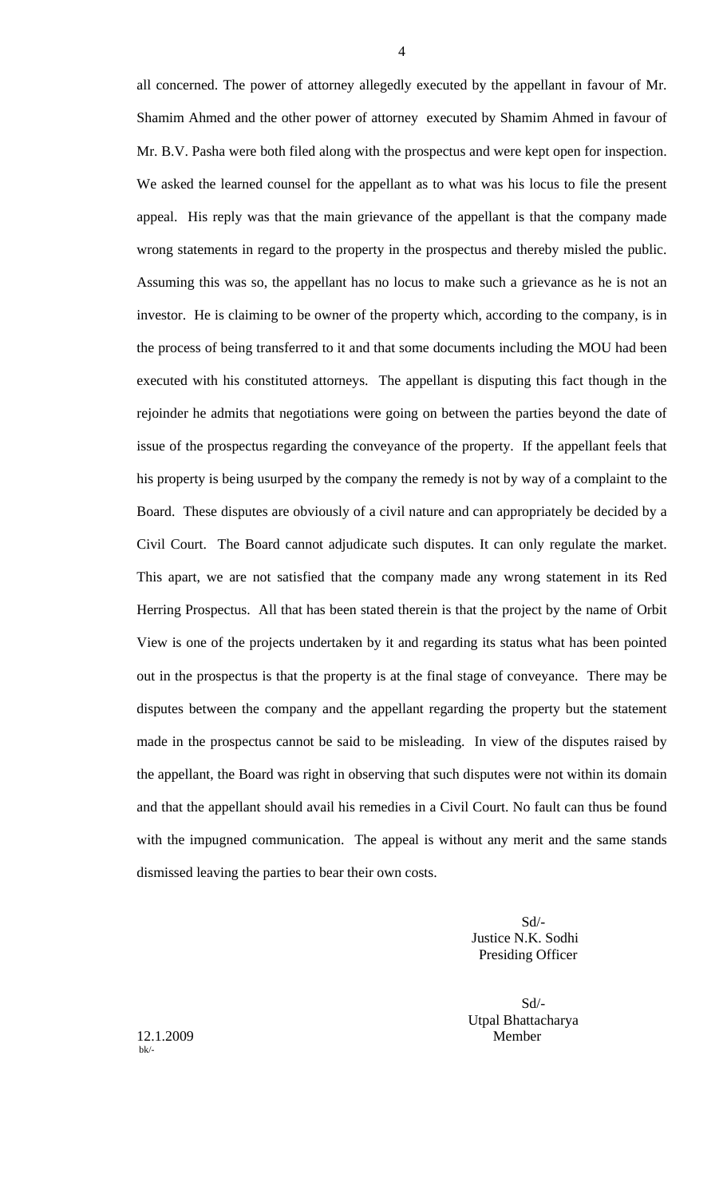all concerned. The power of attorney allegedly executed by the appellant in favour of Mr. Shamim Ahmed and the other power of attorney executed by Shamim Ahmed in favour of Mr. B.V. Pasha were both filed along with the prospectus and were kept open for inspection. We asked the learned counsel for the appellant as to what was his locus to file the present appeal. His reply was that the main grievance of the appellant is that the company made wrong statements in regard to the property in the prospectus and thereby misled the public. Assuming this was so, the appellant has no locus to make such a grievance as he is not an investor. He is claiming to be owner of the property which, according to the company, is in the process of being transferred to it and that some documents including the MOU had been executed with his constituted attorneys. The appellant is disputing this fact though in the rejoinder he admits that negotiations were going on between the parties beyond the date of issue of the prospectus regarding the conveyance of the property. If the appellant feels that his property is being usurped by the company the remedy is not by way of a complaint to the Board. These disputes are obviously of a civil nature and can appropriately be decided by a Civil Court. The Board cannot adjudicate such disputes. It can only regulate the market. This apart, we are not satisfied that the company made any wrong statement in its Red Herring Prospectus. All that has been stated therein is that the project by the name of Orbit View is one of the projects undertaken by it and regarding its status what has been pointed out in the prospectus is that the property is at the final stage of conveyance. There may be disputes between the company and the appellant regarding the property but the statement made in the prospectus cannot be said to be misleading. In view of the disputes raised by the appellant, the Board was right in observing that such disputes were not within its domain and that the appellant should avail his remedies in a Civil Court. No fault can thus be found with the impugned communication. The appeal is without any merit and the same stands dismissed leaving the parties to bear their own costs.

Sd/-
Justice N.K. Sodhi
Presiding Officer

Sd/-
Utpal Bhattacharya
Member

12.1.2009
bk/-